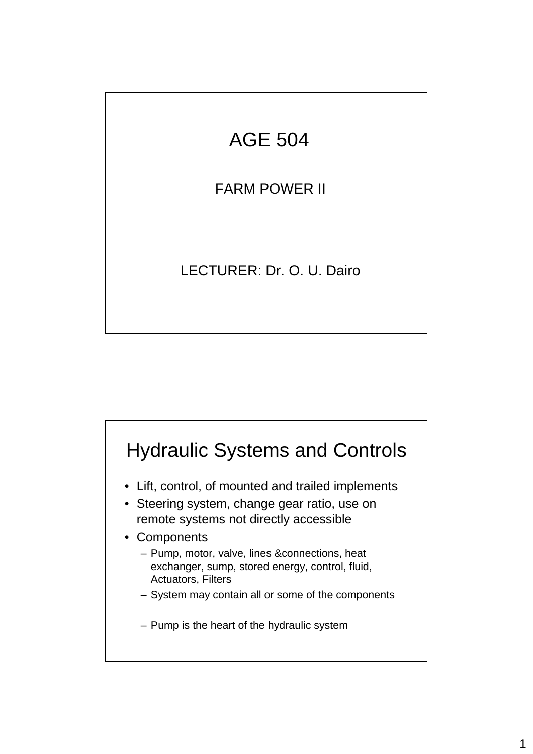# AGE 504

FARM POWER II

LECTURER: Dr. O. U. Dairo

## Hydraulic Systems and Controls

- Lift, control, of mounted and trailed implements
- Steering system, change gear ratio, use on remote systems not directly accessible
- Components
  - Pump, motor, valve, lines &connections, heat exchanger, sump, stored energy, control, fluid, Actuators, Filters
  - System may contain all or some of the components
  - Pump is the heart of the hydraulic system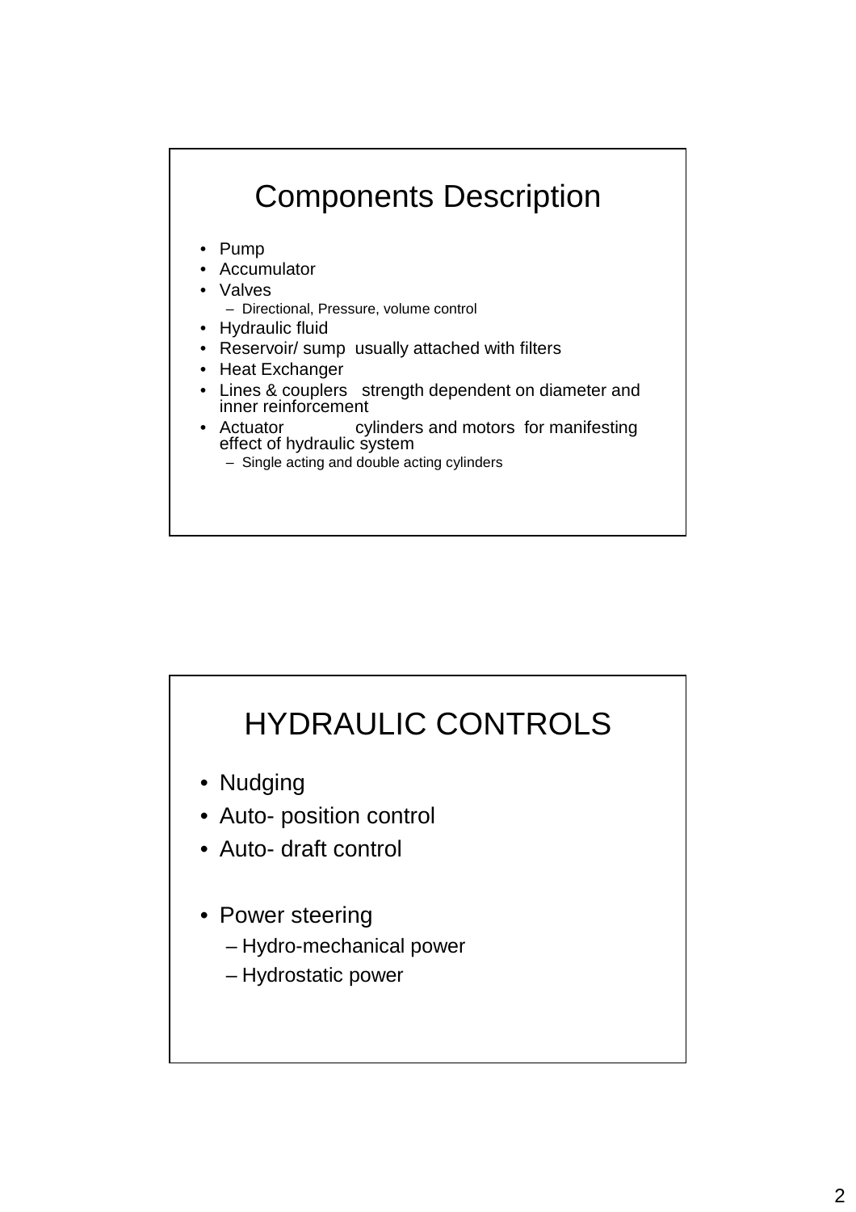# Components Description

- Pump
- Accumulator
- Valves
  - Directional, Pressure, volume control
- Hydraulic fluid
- Reservoir/ sump usually attached with filters
- Heat Exchanger
- Lines & couplers strength dependent on diameter and inner reinforcement
- Actuator cylinders and motors for manifesting effect of hydraulic system
  - Single acting and double acting cylinders

# HYDRAULIC CONTROLS

- Nudging
- Auto- position control
- Auto- draft control

- Power steering
  - Hydro-mechanical power
  - Hydrostatic power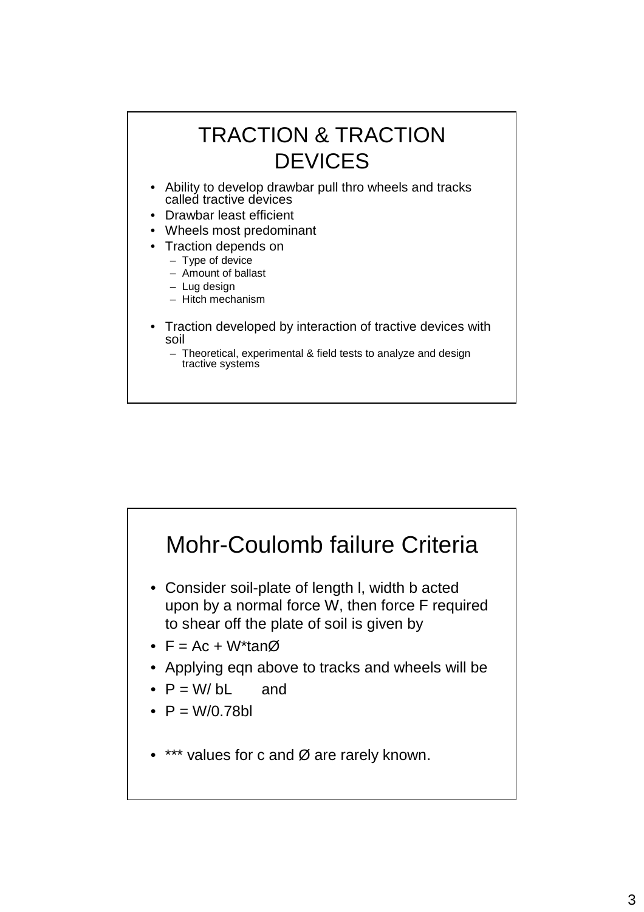# TRACTION & TRACTION DEVICES

- Ability to develop drawbar pull thro wheels and tracks called tractive devices
- Drawbar least efficient
- Wheels most predominant
- Traction depends on
  - Type of device
  - Amount of ballast
  - Lug design
  - Hitch mechanism
- Traction developed by interaction of tractive devices with soil
  - Theoretical, experimental & field tests to analyze and design tractive systems

# Mohr-Coulomb failure Criteria

- Consider soil-plate of length l, width b acted upon by a normal force W, then force F required to shear off the plate of soil is given by
- $F = Ac + W*\tan Ø$
- Applying eqn above to tracks and wheels will be
- $P = W/ bL$ and
- $P = W/0.78bl$
- *** values for c and Ø are rarely known.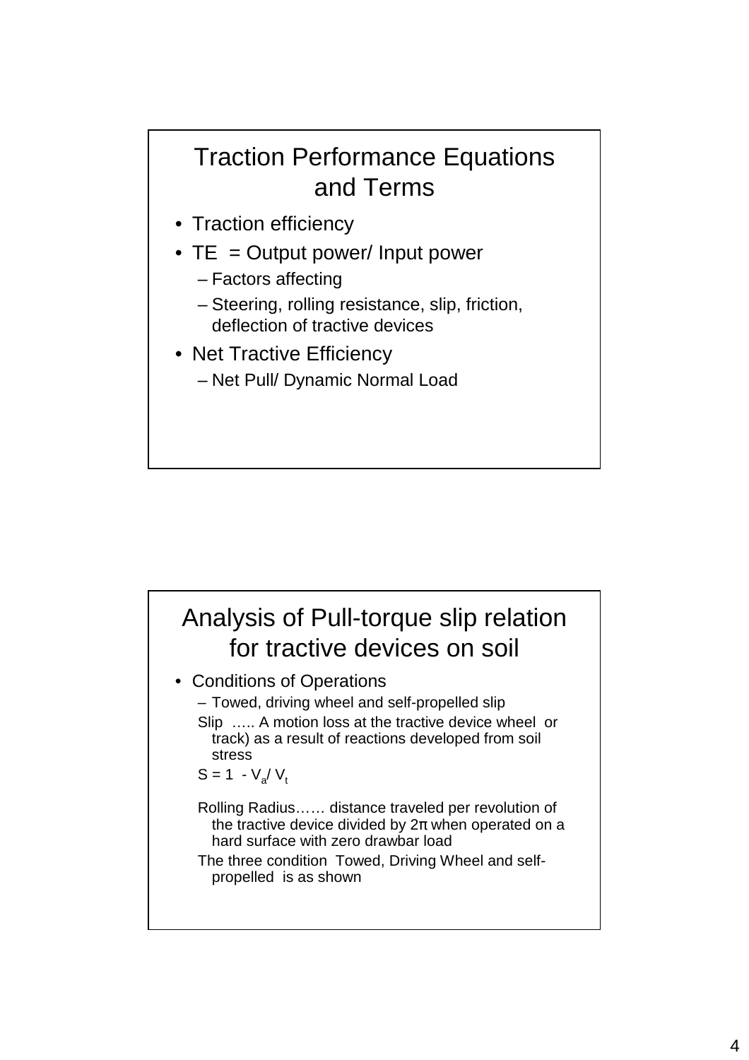## Traction Performance Equations and Terms

- Traction efficiency
- TE = Output power/ Input power
  - Factors affecting
  - Steering, rolling resistance, slip, friction, deflection of tractive devices
- Net Tractive Efficiency
  - Net Pull/ Dynamic Normal Load

## Analysis of Pull-torque slip relation for tractive devices on soil

- Conditions of Operations
  - Towed, driving wheel and self-propelled slip

  Slip ….. A motion loss at the tractive device wheel or track) as a result of reactions developed from soil stress

  $S = 1 - V_a / V_t$

  Rolling Radius…… distance traveled per revolution of the tractive device divided by 2π when operated on a hard surface with zero drawbar load

  The three condition Towed, Driving Wheel and self-propelled is as shown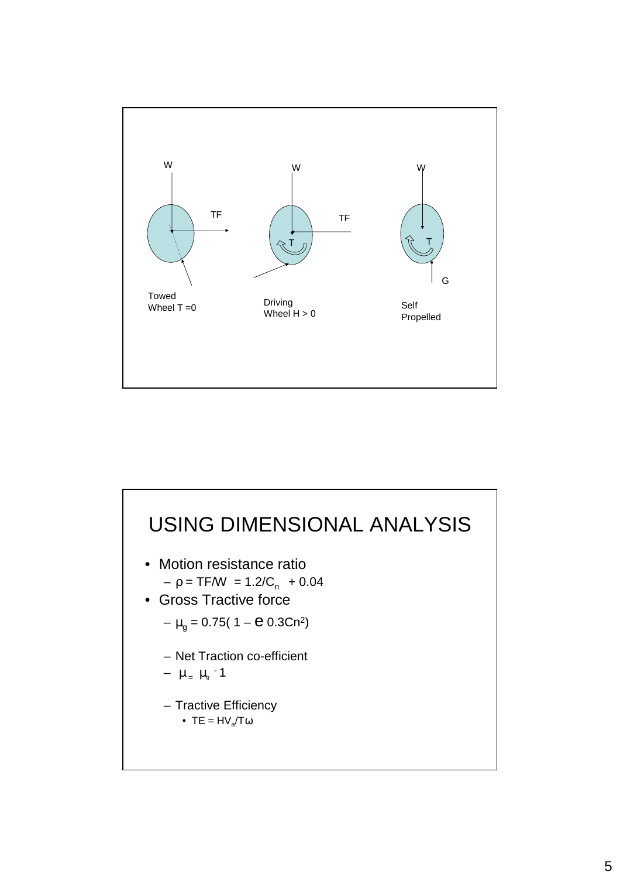W

TF

Towed Wheel T =0

W

TF

T

Driving Wheel H > 0

W

T

G

Self Propelled

# USING DIMENSIONAL ANALYSIS

- Motion resistance ratio
  - $\rho = TF/W = 1.2/C_n + 0.04$
- Gross Tractive force
  - $\mu_g = 0.75( 1 – e^{0.3Cn^2})$
  - Net Traction co-efficient
  - $\mu = \mu_g - 1$
  - Tractive Efficiency
    - $TE = HV_a/T\omega$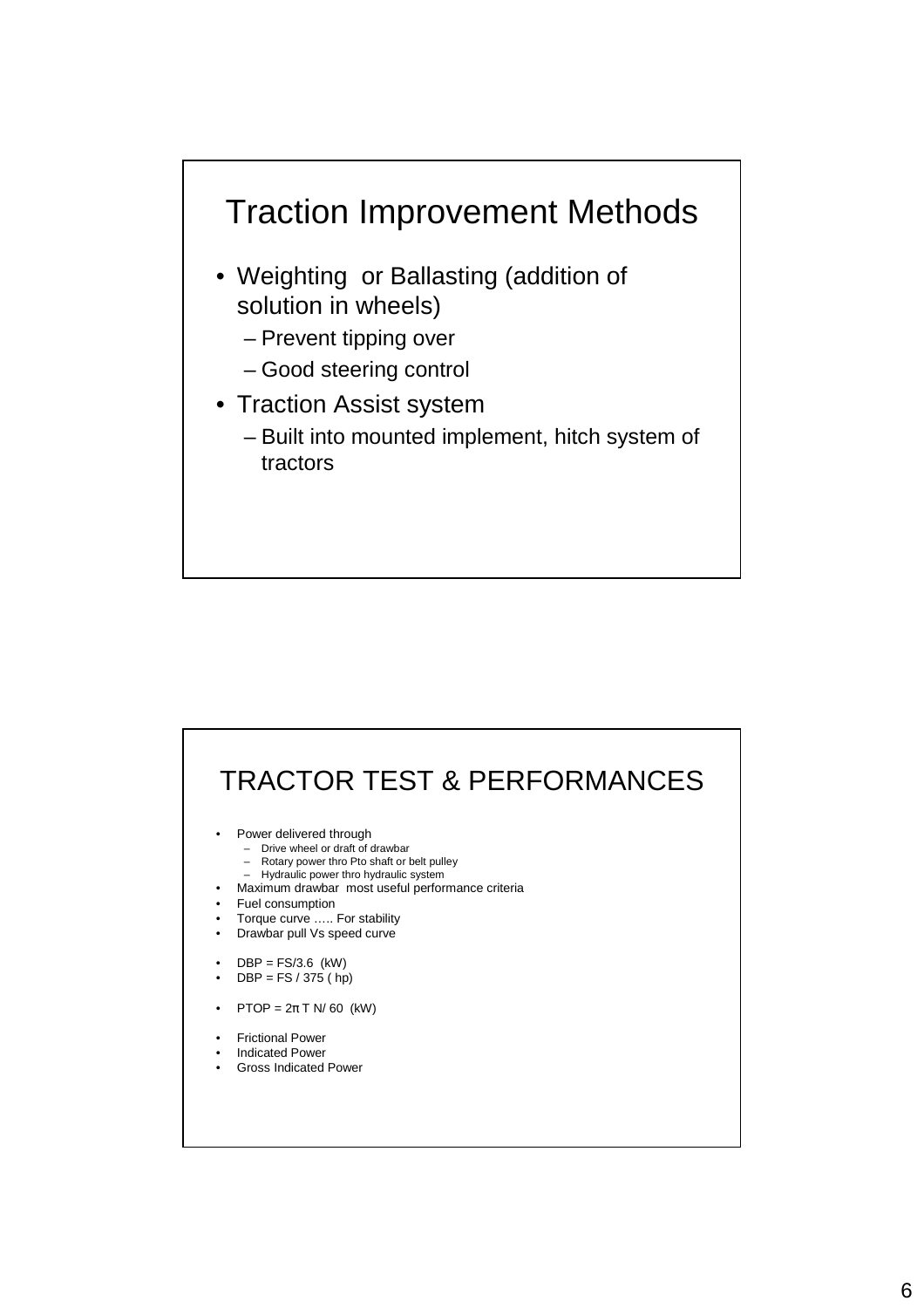# Traction Improvement Methods

- Weighting or Ballasting (addition of solution in wheels)
  - Prevent tipping over
  - Good steering control
- Traction Assist system
  - Built into mounted implement, hitch system of tractors

# TRACTOR TEST & PERFORMANCES

- Power delivered through
  - Drive wheel or draft of drawbar
  - Rotary power thro Pto shaft or belt pulley
  - Hydraulic power thro hydraulic system
- Maximum drawbar most useful performance criteria
- Fuel consumption
- Torque curve ….. For stability
- Drawbar pull Vs speed curve

- $DBP = FS/3.6$ (kW)
- $DBP = FS / 375$ ( hp)

- $PTOP = 2\pi T N/ 60$ (kW)

- Frictional Power
- Indicated Power
- Gross Indicated Power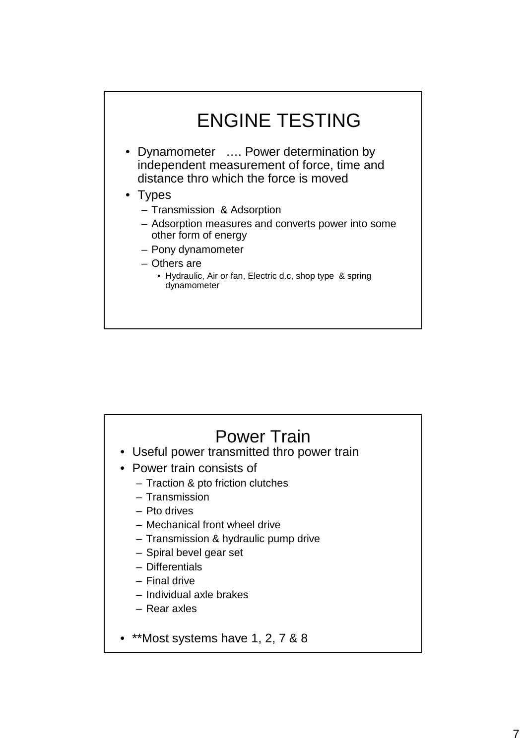# ENGINE TESTING

- Dynamometer …. Power determination by independent measurement of force, time and distance thro which the force is moved
- Types
  - Transmission & Adsorption
  - Adsorption measures and converts power into some other form of energy
  - Pony dynamometer
  - Others are
    - Hydraulic, Air or fan, Electric d.c, shop type & spring dynamometer

# Power Train

- Useful power transmitted thro power train
- Power train consists of
  - Traction & pto friction clutches
  - Transmission
  - Pto drives
  - Mechanical front wheel drive
  - Transmission & hydraulic pump drive
  - Spiral bevel gear set
  - Differentials
  - Final drive
  - Individual axle brakes
  - Rear axles
- **Most systems have 1, 2, 7 & 8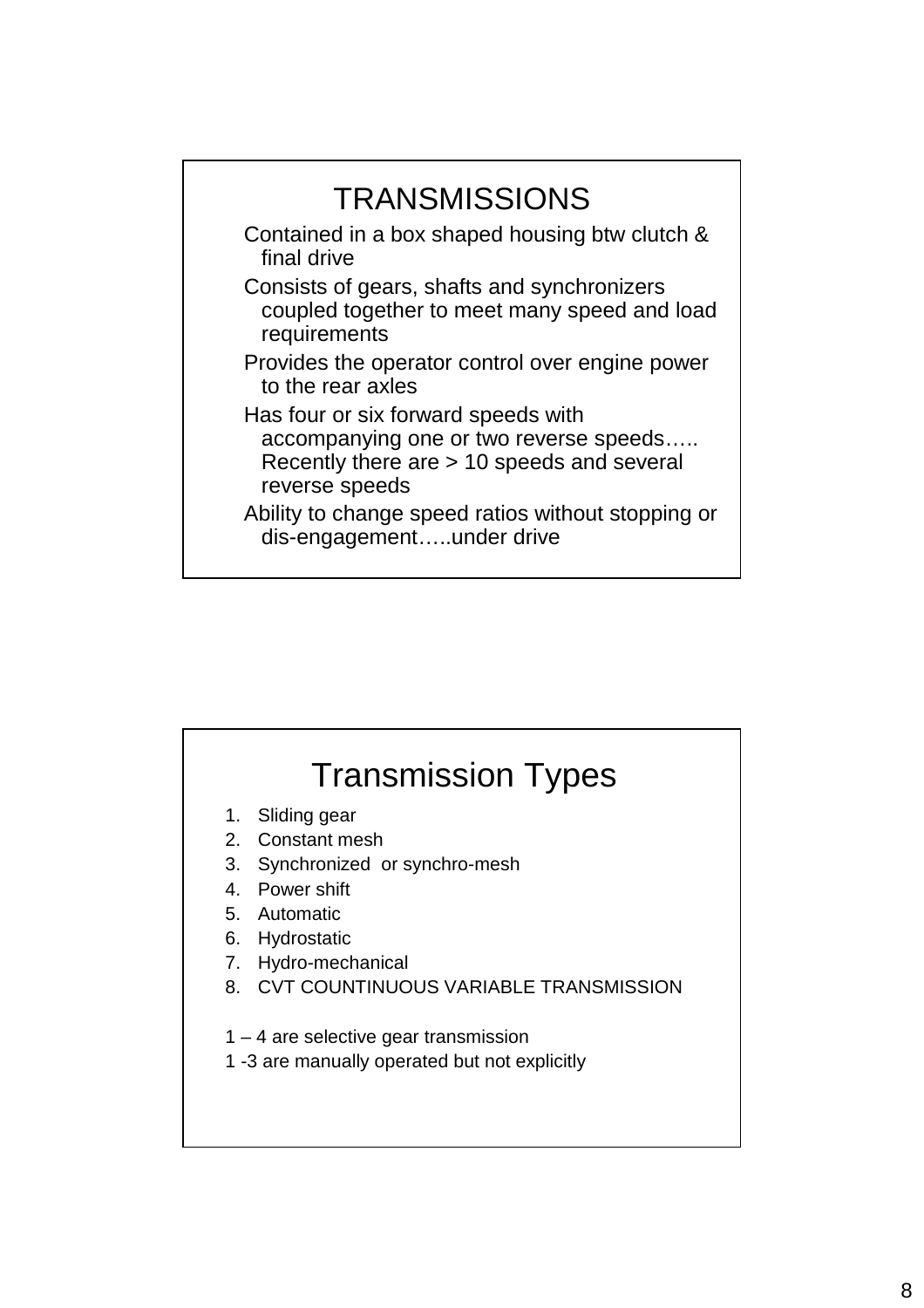# TRANSMISSIONS

- Contained in a box shaped housing btw clutch & final drive
- Consists of gears, shafts and synchronizers coupled together to meet many speed and load requirements
- Provides the operator control over engine power to the rear axles
- Has four or six forward speeds with accompanying one or two reverse speeds….. Recently there are > 10 speeds and several reverse speeds
- Ability to change speed ratios without stopping or dis-engagement…..under drive

# Transmission Types

1. Sliding gear
2. Constant mesh
3. Synchronized or synchro-mesh
4. Power shift
5. Automatic
6. Hydrostatic
7. Hydro-mechanical
8. CVT COUNTINUOUS VARIABLE TRANSMISSION

1 – 4 are selective gear transmission

1 -3 are manually operated but not explicitly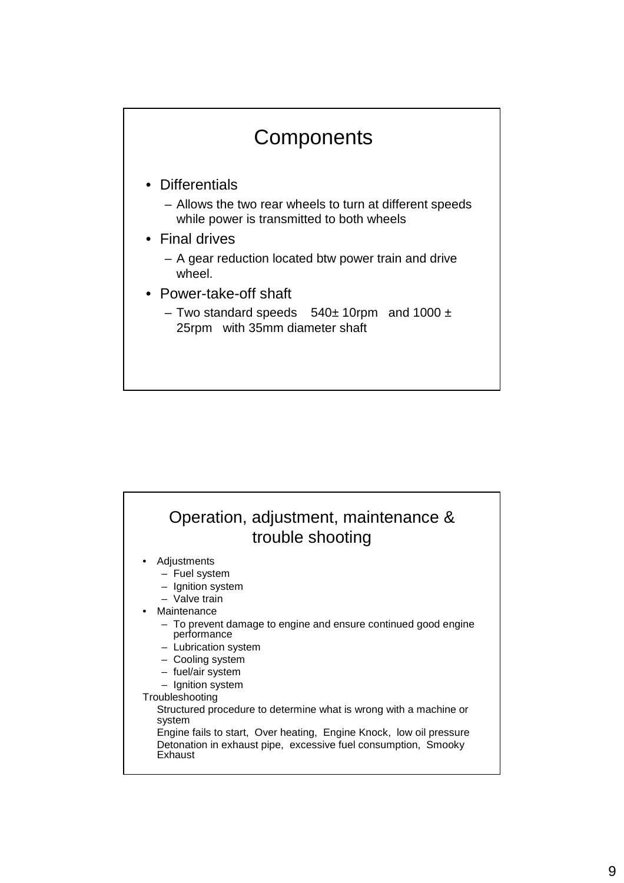## Components

- Differentials
  - Allows the two rear wheels to turn at different speeds while power is transmitted to both wheels
- Final drives
  - A gear reduction located btw power train and drive wheel.
- Power-take-off shaft
  - Two standard speeds 540± 10rpm and 1000 ± 25rpm with 35mm diameter shaft

## Operation, adjustment, maintenance & trouble shooting

- Adjustments
  - Fuel system
  - Ignition system
  - Valve train
- Maintenance
  - To prevent damage to engine and ensure continued good engine performance
  - Lubrication system
  - Cooling system
  - fuel/air system
  - Ignition system

Troubleshooting

Structured procedure to determine what is wrong with a machine or system

Engine fails to start, Over heating, Engine Knock, low oil pressure

Detonation in exhaust pipe, excessive fuel consumption, Smooky Exhaust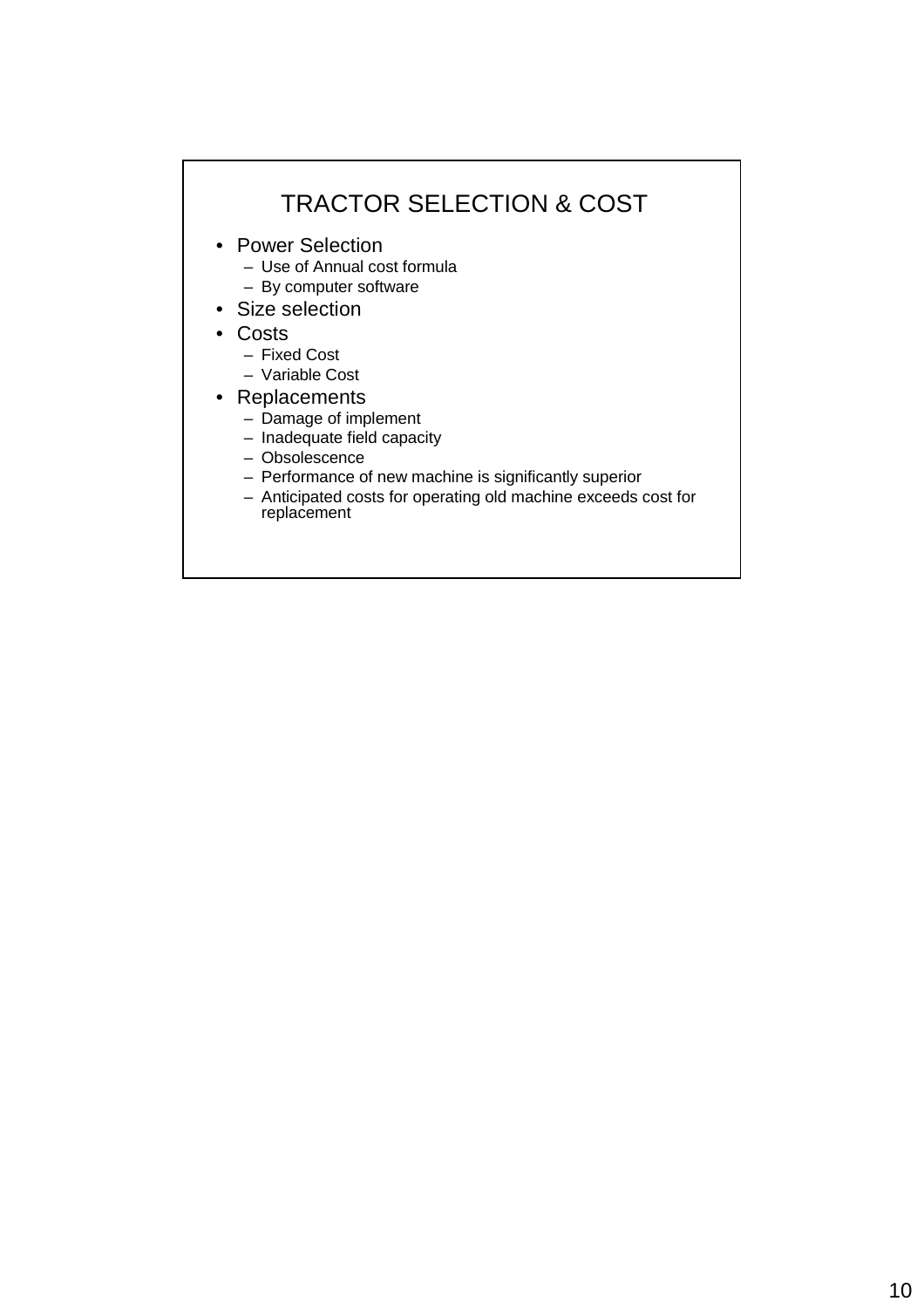# TRACTOR SELECTION & COST

- Power Selection
  - Use of Annual cost formula
  - By computer software
- Size selection
- Costs
  - Fixed Cost
  - Variable Cost
- Replacements
  - Damage of implement
  - Inadequate field capacity
  - Obsolescence
  - Performance of new machine is significantly superior
  - Anticipated costs for operating old machine exceeds cost for replacement